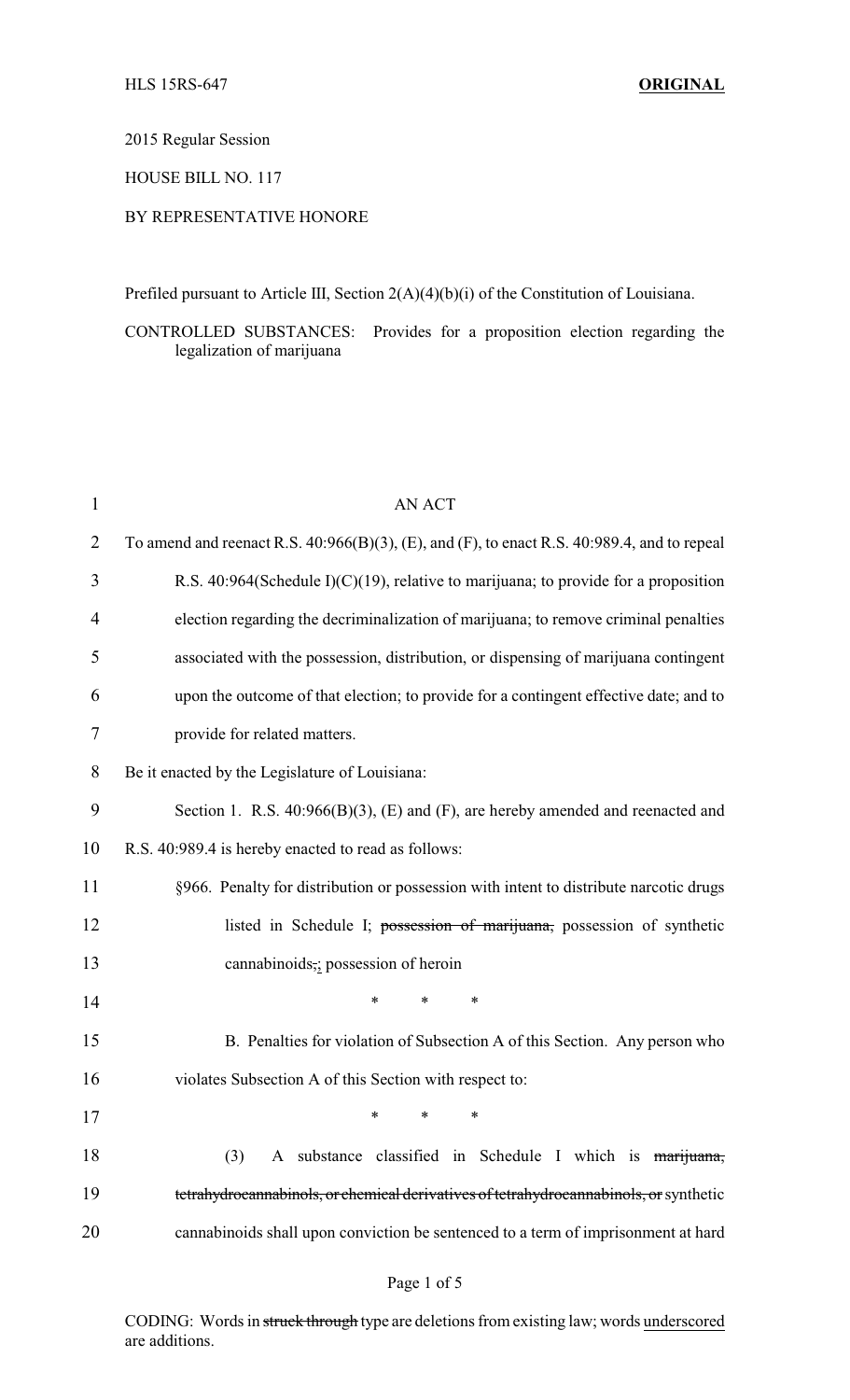HLS 15RS-647 **ORIGINAL**

2015 Regular Session

HOUSE BILL NO. 117

BY REPRESENTATIVE HONORE

Prefiled pursuant to Article III, Section 2(A)(4)(b)(i) of the Constitution of Louisiana.

CONTROLLED SUBSTANCES: Provides for a proposition election regarding the legalization of marijuana

AN ACT

To amend and reenact R.S. 40:966(B)(3), (E), and (F), to enact R.S. 40:989.4, and to repeal R.S. 40:964(Schedule I)(C)(19), relative to marijuana; to provide for a proposition election regarding the decriminalization of marijuana; to remove criminal penalties associated with the possession, distribution, or dispensing of marijuana contingent upon the outcome of that election; to provide for a contingent effective date; and to provide for related matters.

Be it enacted by the Legislature of Louisiana:

Section 1. R.S. 40:966(B)(3), (E) and (F), are hereby amended and reenacted and R.S. 40:989.4 is hereby enacted to read as follows:

§966. Penalty for distribution or possession with intent to distribute narcotic drugs listed in Schedule I; ~~possession of marijuana,~~ possession of synthetic cannabinoids~~,~~<u>;</u> possession of heroin

\* \* \*

B. Penalties for violation of Subsection A of this Section. Any person who violates Subsection A of this Section with respect to:

\* \* \*

(3) A substance classified in Schedule I which is ~~marijuana, tetrahydrocannabinols, or chemical derivatives of tetrahydrocannabinols, or~~ synthetic cannabinoids shall upon conviction be sentenced to a term of imprisonment at hard

CODING: Words in ~~struck through~~ type are deletions from existing law; words <u>underscored</u> are additions.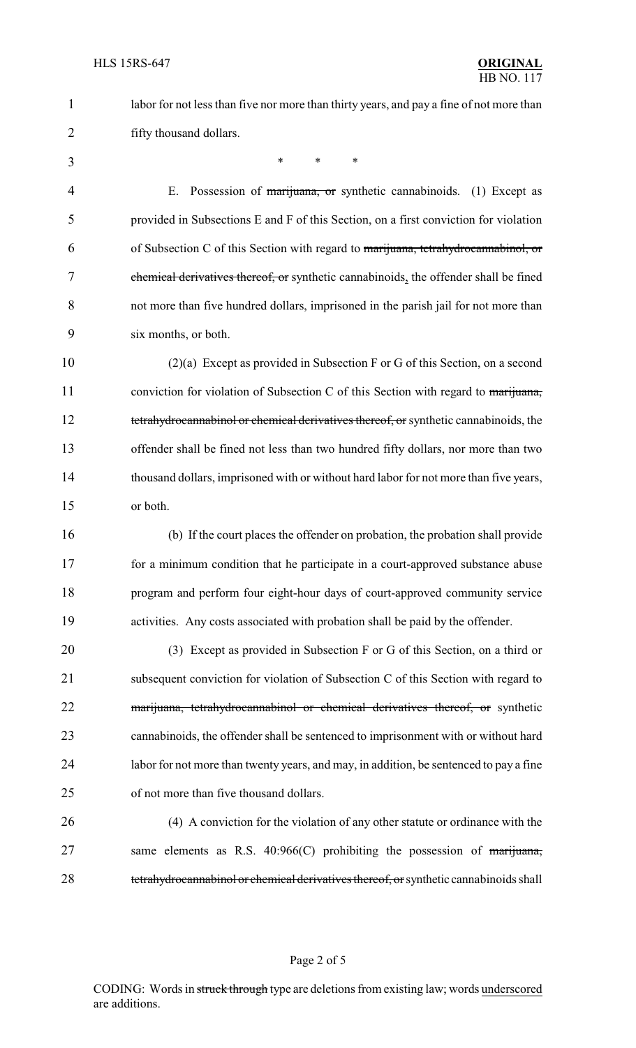labor for not less than five nor more than thirty years, and pay a fine of not more than fifty thousand dollars.

\* \* \*

E. Possession of ~~marijuana, or~~ synthetic cannabinoids. (1) Except as provided in Subsections E and F of this Section, on a first conviction for violation of Subsection C of this Section with regard to ~~marijuana, tetrahydrocannabinol, or chemical derivatives thereof, or~~ synthetic cannabinoids, the offender shall be fined not more than five hundred dollars, imprisoned in the parish jail for not more than six months, or both.

(2)(a) Except as provided in Subsection F or G of this Section, on a second conviction for violation of Subsection C of this Section with regard to ~~marijuana, tetrahydrocannabinol or chemical derivatives thereof, or~~ synthetic cannabinoids, the offender shall be fined not less than two hundred fifty dollars, nor more than two thousand dollars, imprisoned with or without hard labor for not more than five years, or both.

(b) If the court places the offender on probation, the probation shall provide for a minimum condition that he participate in a court-approved substance abuse program and perform four eight-hour days of court-approved community service activities. Any costs associated with probation shall be paid by the offender.

(3) Except as provided in Subsection F or G of this Section, on a third or subsequent conviction for violation of Subsection C of this Section with regard to ~~marijuana, tetrahydrocannabinol or chemical derivatives thereof, or~~ synthetic cannabinoids, the offender shall be sentenced to imprisonment with or without hard labor for not more than twenty years, and may, in addition, be sentenced to pay a fine of not more than five thousand dollars.

(4) A conviction for the violation of any other statute or ordinance with the same elements as R.S. 40:966(C) prohibiting the possession of ~~marijuana, tetrahydrocannabinol or chemical derivatives thereof, or~~ synthetic cannabinoids shall

CODING: Words in ~~struck through~~ type are deletions from existing law; words underscored are additions.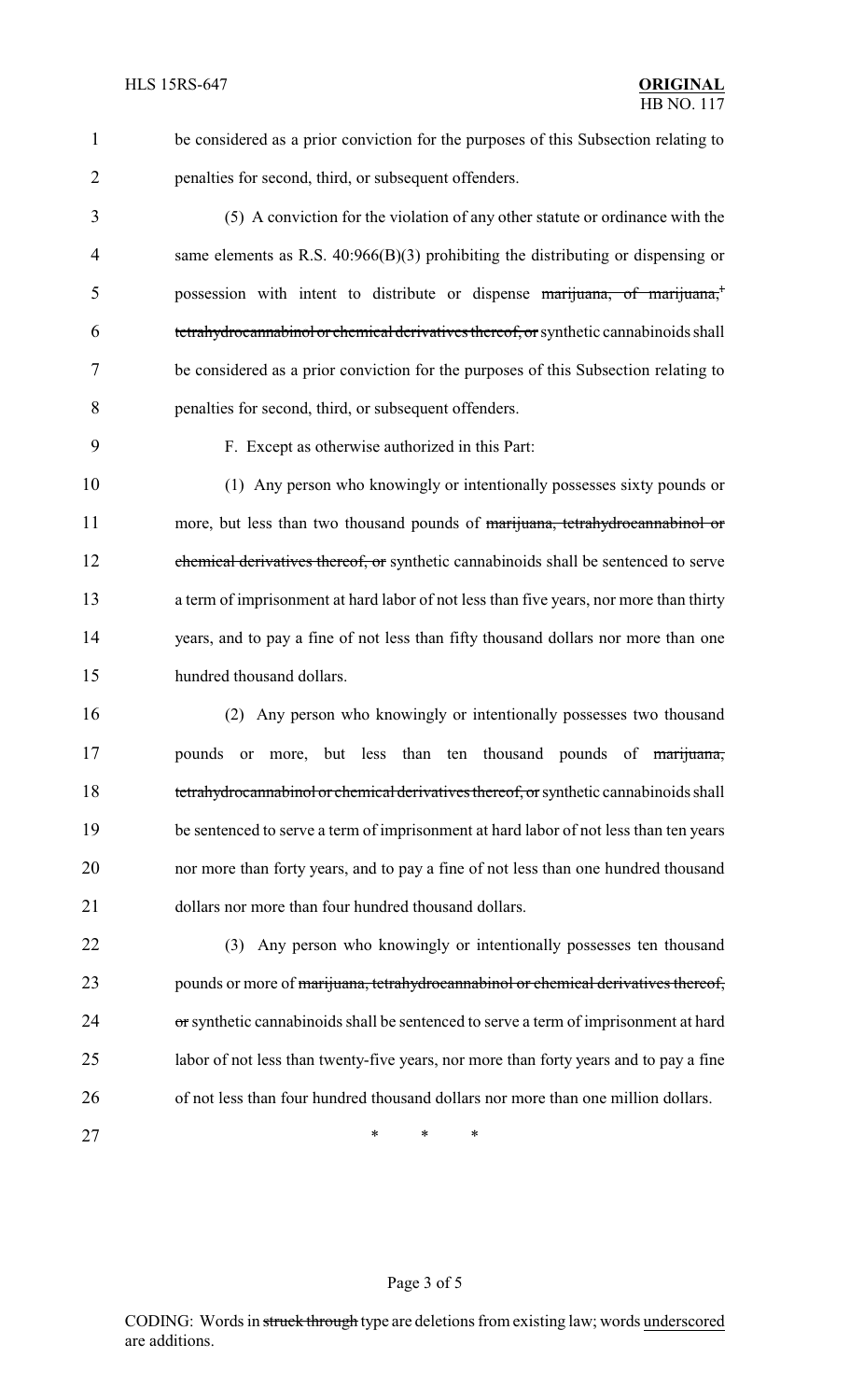be considered as a prior conviction for the purposes of this Subsection relating to penalties for second, third, or subsequent offenders.

(5) A conviction for the violation of any other statute or ordinance with the same elements as R.S. 40:966(B)(3) prohibiting the distributing or dispensing or possession with intent to distribute or dispense ~~marijuana, of marijuana,, tetrahydrocannabinol or chemical derivatives thereof, or~~ synthetic cannabinoids shall be considered as a prior conviction for the purposes of this Subsection relating to penalties for second, third, or subsequent offenders.

F. Except as otherwise authorized in this Part:

(1) Any person who knowingly or intentionally possesses sixty pounds or more, but less than two thousand pounds of ~~marijuana, tetrahydrocannabinol or chemical derivatives thereof, or~~ synthetic cannabinoids shall be sentenced to serve a term of imprisonment at hard labor of not less than five years, nor more than thirty years, and to pay a fine of not less than fifty thousand dollars nor more than one hundred thousand dollars.

(2) Any person who knowingly or intentionally possesses two thousand pounds or more, but less than ten thousand pounds of ~~marijuana, tetrahydrocannabinol or chemical derivatives thereof, or~~ synthetic cannabinoids shall be sentenced to serve a term of imprisonment at hard labor of not less than ten years nor more than forty years, and to pay a fine of not less than one hundred thousand dollars nor more than four hundred thousand dollars.

(3) Any person who knowingly or intentionally possesses ten thousand pounds or more of ~~marijuana, tetrahydrocannabinol or chemical derivatives thereof, or~~ synthetic cannabinoids shall be sentenced to serve a term of imprisonment at hard labor of not less than twenty-five years, nor more than forty years and to pay a fine of not less than four hundred thousand dollars nor more than one million dollars.

\* \* \*

CODING: Words in ~~struck through~~ type are deletions from existing law; words underscored are additions.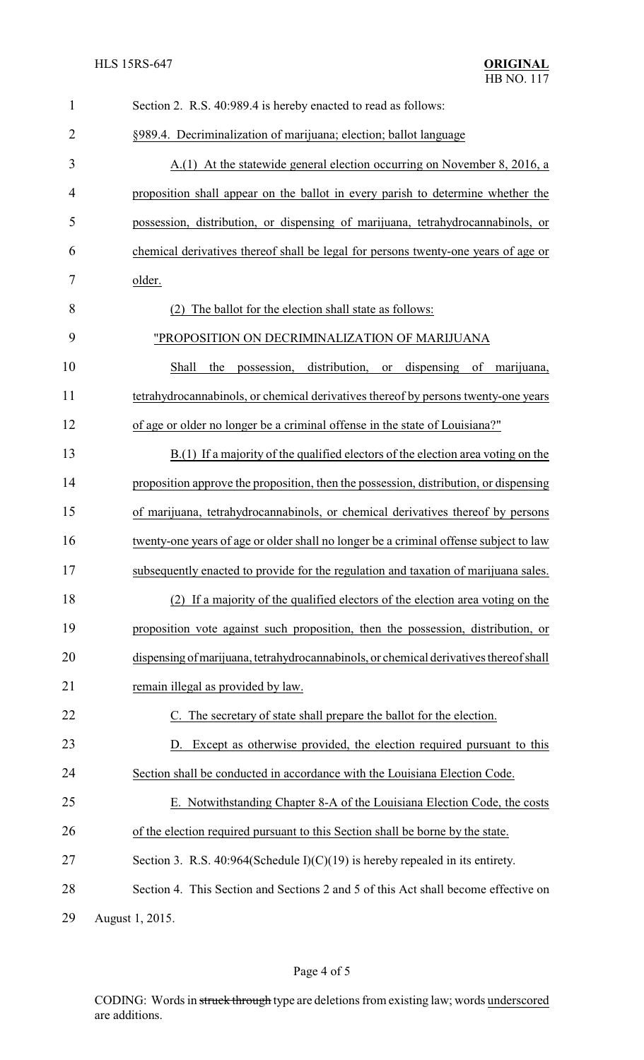Section 2. R.S. 40:989.4 is hereby enacted to read as follows:

§989.4. Decriminalization of marijuana; election; ballot language

A.(1) At the statewide general election occurring on November 8, 2016, a proposition shall appear on the ballot in every parish to determine whether the possession, distribution, or dispensing of marijuana, tetrahydrocannabinols, or chemical derivatives thereof shall be legal for persons twenty-one years of age or older.

(2) The ballot for the election shall state as follows:

"PROPOSITION ON DECRIMINALIZATION OF MARIJUANA

Shall the possession, distribution, or dispensing of marijuana, tetrahydrocannabinols, or chemical derivatives thereof by persons twenty-one years of age or older no longer be a criminal offense in the state of Louisiana?"

B.(1) If a majority of the qualified electors of the election area voting on the proposition approve the proposition, then the possession, distribution, or dispensing of marijuana, tetrahydrocannabinols, or chemical derivatives thereof by persons twenty-one years of age or older shall no longer be a criminal offense subject to law subsequently enacted to provide for the regulation and taxation of marijuana sales.

(2) If a majority of the qualified electors of the election area voting on the proposition vote against such proposition, then the possession, distribution, or dispensing of marijuana, tetrahydrocannabinols, or chemical derivatives thereof shall remain illegal as provided by law.

C. The secretary of state shall prepare the ballot for the election.

D. Except as otherwise provided, the election required pursuant to this Section shall be conducted in accordance with the Louisiana Election Code.

E. Notwithstanding Chapter 8-A of the Louisiana Election Code, the costs of the election required pursuant to this Section shall be borne by the state.

Section 3. R.S. 40:964(Schedule I)(C)(19) is hereby repealed in its entirety.

Section 4. This Section and Sections 2 and 5 of this Act shall become effective on August 1, 2015.

CODING: Words in ~~struck through~~ type are deletions from existing law; words underscored are additions.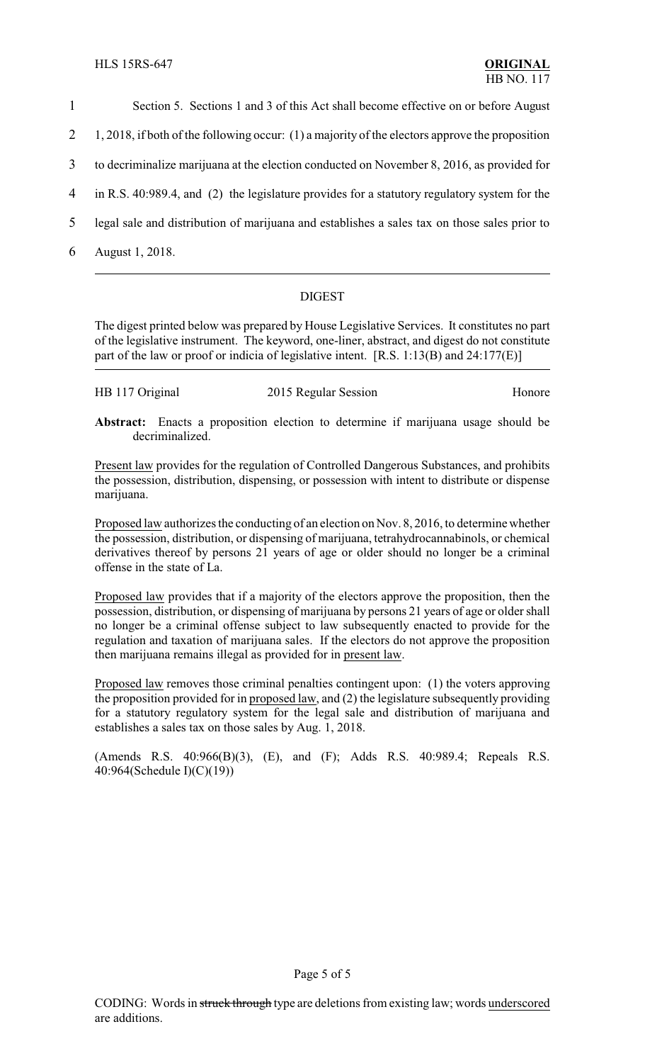Section 5. Sections 1 and 3 of this Act shall become effective on or before August 1, 2018, if both of the following occur: (1) a majority of the electors approve the proposition to decriminalize marijuana at the election conducted on November 8, 2016, as provided for in R.S. 40:989.4, and (2) the legislature provides for a statutory regulatory system for the legal sale and distribution of marijuana and establishes a sales tax on those sales prior to August 1, 2018.

## DIGEST

The digest printed below was prepared by House Legislative Services. It constitutes no part of the legislative instrument. The keyword, one-liner, abstract, and digest do not constitute part of the law or proof or indicia of legislative intent. [R.S. 1:13(B) and 24:177(E)]

HB 117 Original — 2015 Regular Session — Honore

**Abstract:** Enacts a proposition election to determine if marijuana usage should be decriminalized.

Present law provides for the regulation of Controlled Dangerous Substances, and prohibits the possession, distribution, dispensing, or possession with intent to distribute or dispense marijuana.

Proposed law authorizes the conducting of an election on Nov. 8, 2016, to determine whether the possession, distribution, or dispensing of marijuana, tetrahydrocannabinols, or chemical derivatives thereof by persons 21 years of age or older should no longer be a criminal offense in the state of La.

Proposed law provides that if a majority of the electors approve the proposition, then the possession, distribution, or dispensing of marijuana by persons 21 years of age or older shall no longer be a criminal offense subject to law subsequently enacted to provide for the regulation and taxation of marijuana sales. If the electors do not approve the proposition then marijuana remains illegal as provided for in present law.

Proposed law removes those criminal penalties contingent upon: (1) the voters approving the proposition provided for in proposed law, and (2) the legislature subsequently providing for a statutory regulatory system for the legal sale and distribution of marijuana and establishes a sales tax on those sales by Aug. 1, 2018.

(Amends R.S. 40:966(B)(3), (E), and (F); Adds R.S. 40:989.4; Repeals R.S. 40:964(Schedule I)(C)(19))